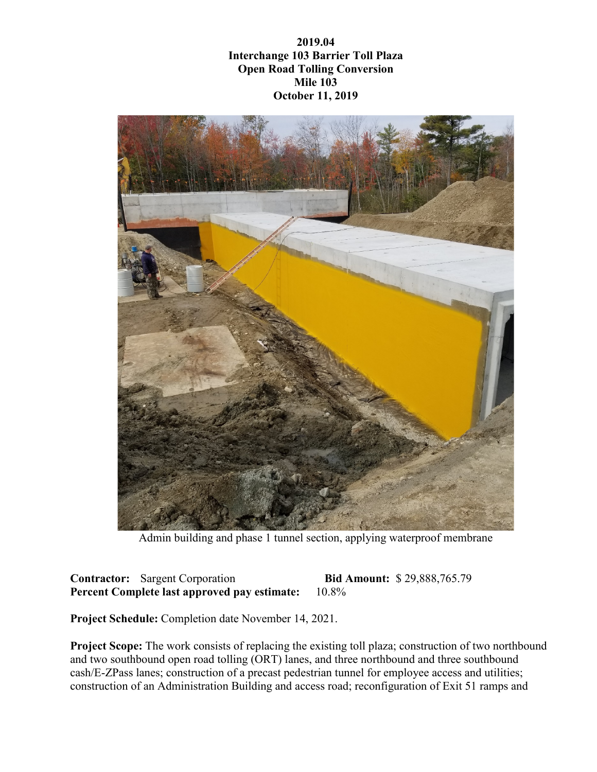**2019.04**
**Interchange 103 Barrier Toll Plaza**
**Open Road Tolling Conversion**
**Mile 103**
**October 11, 2019**

Admin building and phase 1 tunnel section, applying waterproof membrane

**Contractor:** Sargent Corporation **Bid Amount:** $ 29,888,765.79
**Percent Complete last approved pay estimate:** 10.8%

**Project Schedule:** Completion date November 14, 2021.

**Project Scope:** The work consists of replacing the existing toll plaza; construction of two northbound and two southbound open road tolling (ORT) lanes, and three northbound and three southbound cash/E-ZPass lanes; construction of a precast pedestrian tunnel for employee access and utilities; construction of an Administration Building and access road; reconfiguration of Exit 51 ramps and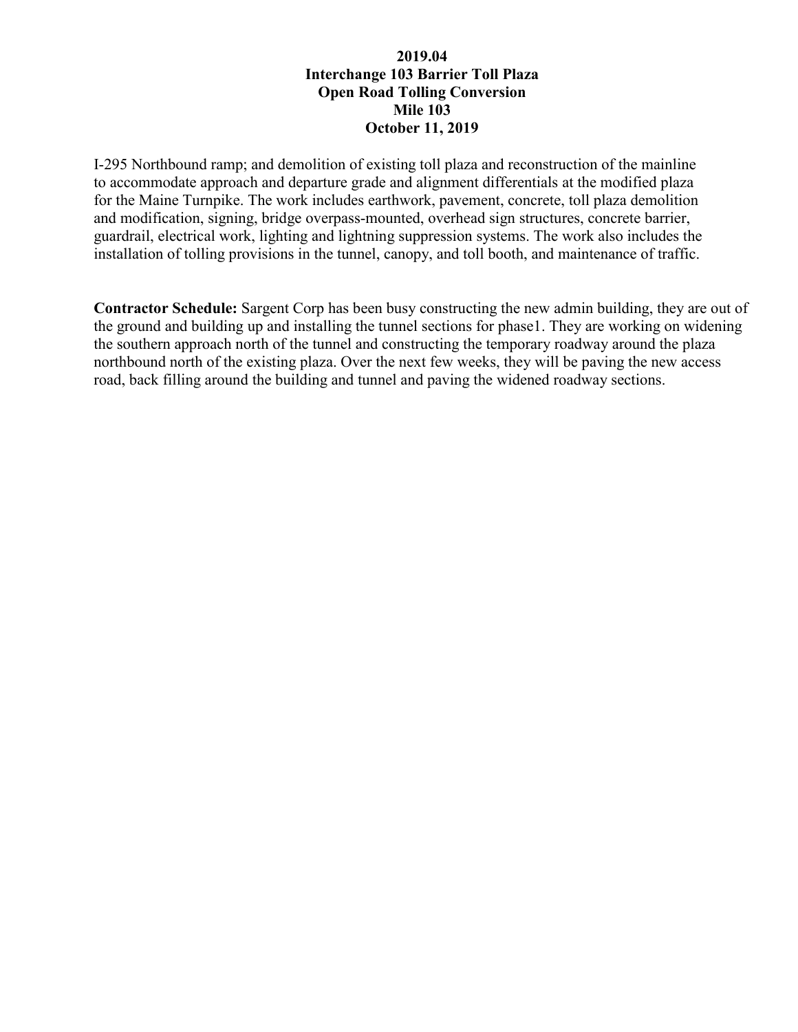**2019.04**
**Interchange 103 Barrier Toll Plaza**
**Open Road Tolling Conversion**
**Mile 103**
**October 11, 2019**

I-295 Northbound ramp; and demolition of existing toll plaza and reconstruction of the mainline to accommodate approach and departure grade and alignment differentials at the modified plaza for the Maine Turnpike. The work includes earthwork, pavement, concrete, toll plaza demolition and modification, signing, bridge overpass-mounted, overhead sign structures, concrete barrier, guardrail, electrical work, lighting and lightning suppression systems. The work also includes the installation of tolling provisions in the tunnel, canopy, and toll booth, and maintenance of traffic.

**Contractor Schedule:** Sargent Corp has been busy constructing the new admin building, they are out of the ground and building up and installing the tunnel sections for phase1. They are working on widening the southern approach north of the tunnel and constructing the temporary roadway around the plaza northbound north of the existing plaza. Over the next few weeks, they will be paving the new access road, back filling around the building and tunnel and paving the widened roadway sections.